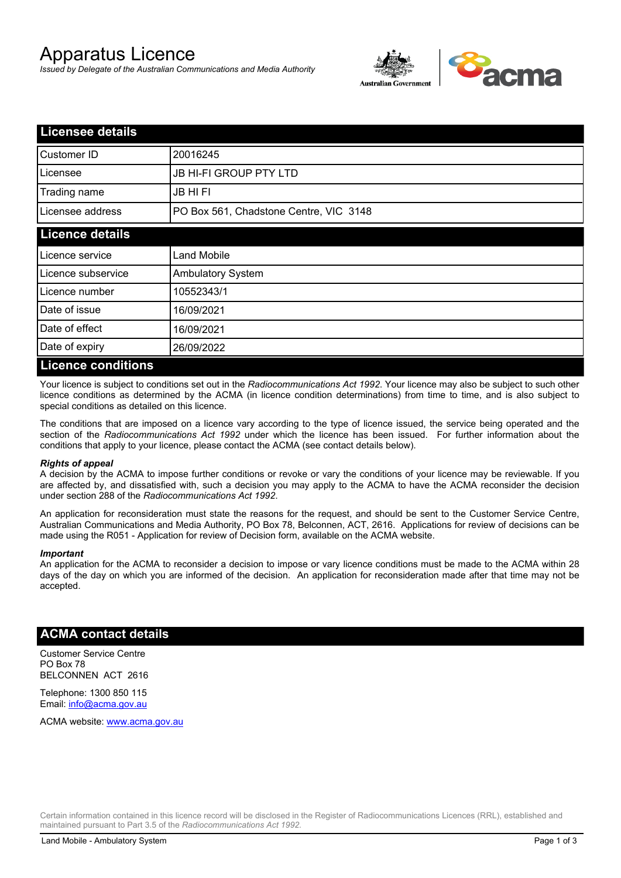# Apparatus Licence

*Issued by Delegate of the Australian Communications and Media Authority*

## Licensee details

| | |
|---|---|
| Customer ID | 20016245 |
| Licensee | JB HI-FI GROUP PTY LTD |
| Trading name | JB HI FI |
| Licensee address | PO Box 561, Chadstone Centre, VIC 3148 |

## Licence details

| | |
|---|---|
| Licence service | Land Mobile |
| Licence subservice | Ambulatory System |
| Licence number | 10552343/1 |
| Date of issue | 16/09/2021 |
| Date of effect | 16/09/2021 |
| Date of expiry | 26/09/2022 |

## Licence conditions

Your licence is subject to conditions set out in the *Radiocommunications Act 1992*. Your licence may also be subject to such other licence conditions as determined by the ACMA (in licence condition determinations) from time to time, and is also subject to special conditions as detailed on this licence.

The conditions that are imposed on a licence vary according to the type of licence issued, the service being operated and the section of the *Radiocommunications Act 1992* under which the licence has been issued. For further information about the conditions that apply to your licence, please contact the ACMA (see contact details below).

***Rights of appeal***

A decision by the ACMA to impose further conditions or revoke or vary the conditions of your licence may be reviewable. If you are affected by, and dissatisfied with, such a decision you may apply to the ACMA to have the ACMA reconsider the decision under section 288 of the *Radiocommunications Act 1992*.

An application for reconsideration must state the reasons for the request, and should be sent to the Customer Service Centre, Australian Communications and Media Authority, PO Box 78, Belconnen, ACT, 2616. Applications for review of decisions can be made using the R051 - Application for review of Decision form, available on the ACMA website.

***Important***

An application for the ACMA to reconsider a decision to impose or vary licence conditions must be made to the ACMA within 28 days of the day on which you are informed of the decision. An application for reconsideration made after that time may not be accepted.

## ACMA contact details

Customer Service Centre
PO Box 78
BELCONNEN ACT 2616

Telephone: 1300 850 115
Email: info@acma.gov.au

ACMA website: www.acma.gov.au

Certain information contained in this licence record will be disclosed in the Register of Radiocommunications Licences (RRL), established and maintained pursuant to Part 3.5 of the *Radiocommunications Act 1992.*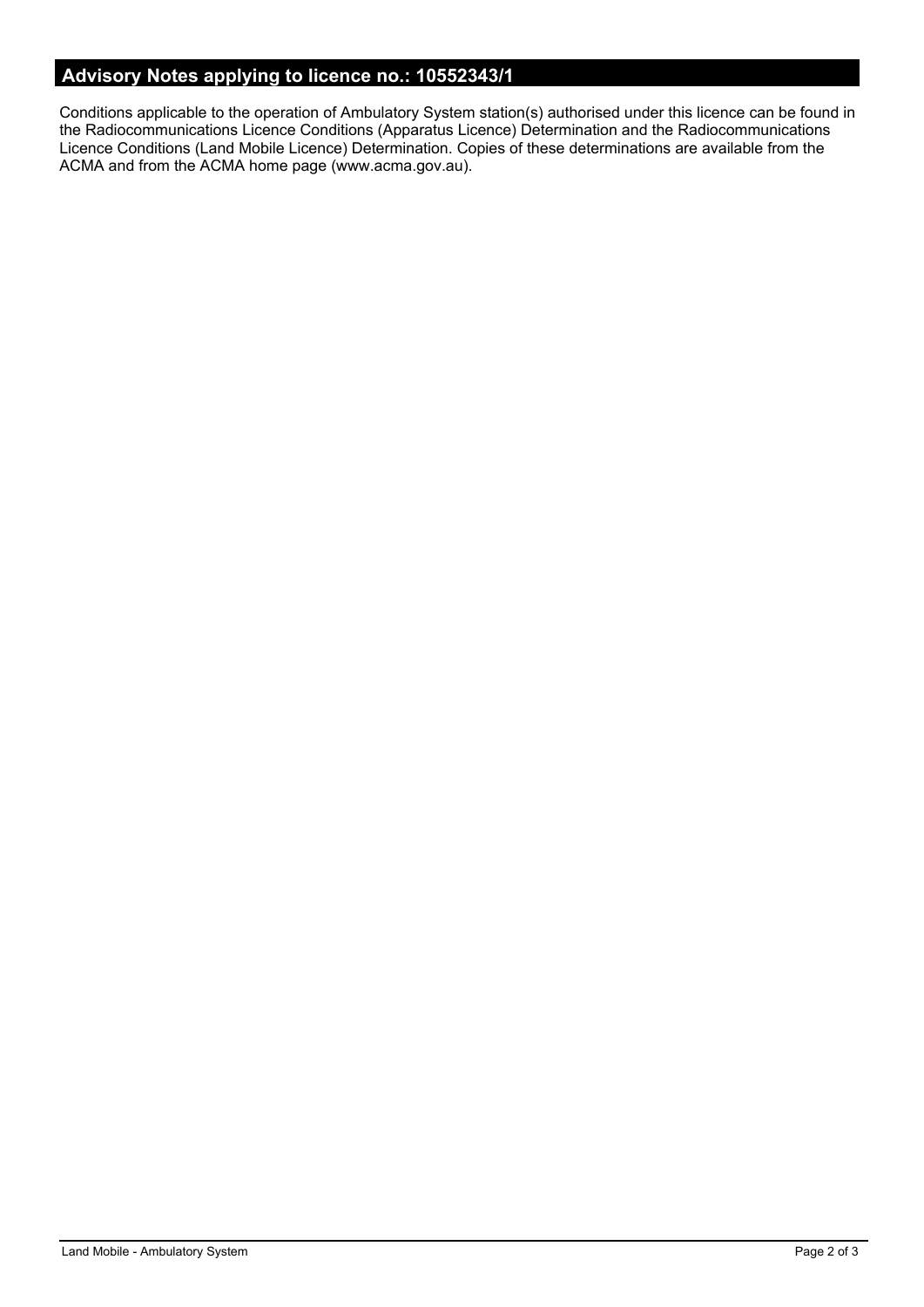## Advisory Notes applying to licence no.: 10552343/1

Conditions applicable to the operation of Ambulatory System station(s) authorised under this licence can be found in the Radiocommunications Licence Conditions (Apparatus Licence) Determination and the Radiocommunications Licence Conditions (Land Mobile Licence) Determination. Copies of these determinations are available from the ACMA and from the ACMA home page (www.acma.gov.au).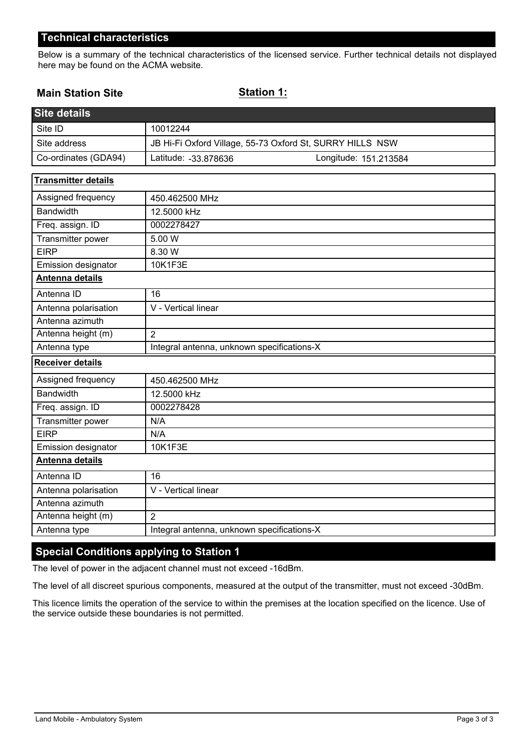## Technical characteristics

Below is a summary of the technical characteristics of the licensed service. Further technical details not displayed here may be found on the ACMA website.

**Main Station Site** **Station 1:**

| Site details | |
|---|---|
| Site ID | 10012244 |
| Site address | JB Hi-Fi Oxford Village, 55-73 Oxford St, SURRY HILLS NSW |
| Co-ordinates (GDA94) | Latitude: -33.878636 Longitude: 151.213584 |

| **Transmitter details** | |
|---|---|
| Assigned frequency | 450.462500 MHz |
| Bandwidth | 12.5000 kHz |
| Freq. assign. ID | 0002278427 |
| Transmitter power | 5.00 W |
| EIRP | 8.30 W |
| Emission designator | 10K1F3E |
| **Antenna details** | |
| Antenna ID | 16 |
| Antenna polarisation | V - Vertical linear |
| Antenna azimuth | |
| Antenna height (m) | 2 |
| Antenna type | Integral antenna, unknown specifications-X |

| **Receiver details** | |
|---|---|
| Assigned frequency | 450.462500 MHz |
| Bandwidth | 12.5000 kHz |
| Freq. assign. ID | 0002278428 |
| Transmitter power | N/A |
| EIRP | N/A |
| Emission designator | 10K1F3E |
| **Antenna details** | |
| Antenna ID | 16 |
| Antenna polarisation | V - Vertical linear |
| Antenna azimuth | |
| Antenna height (m) | 2 |
| Antenna type | Integral antenna, unknown specifications-X |

## Special Conditions applying to Station 1

The level of power in the adjacent channel must not exceed -16dBm.

The level of all discreet spurious components, measured at the output of the transmitter, must not exceed -30dBm.

This licence limits the operation of the service to within the premises at the location specified on the licence. Use of the service outside these boundaries is not permitted.

Land Mobile - Ambulatory System